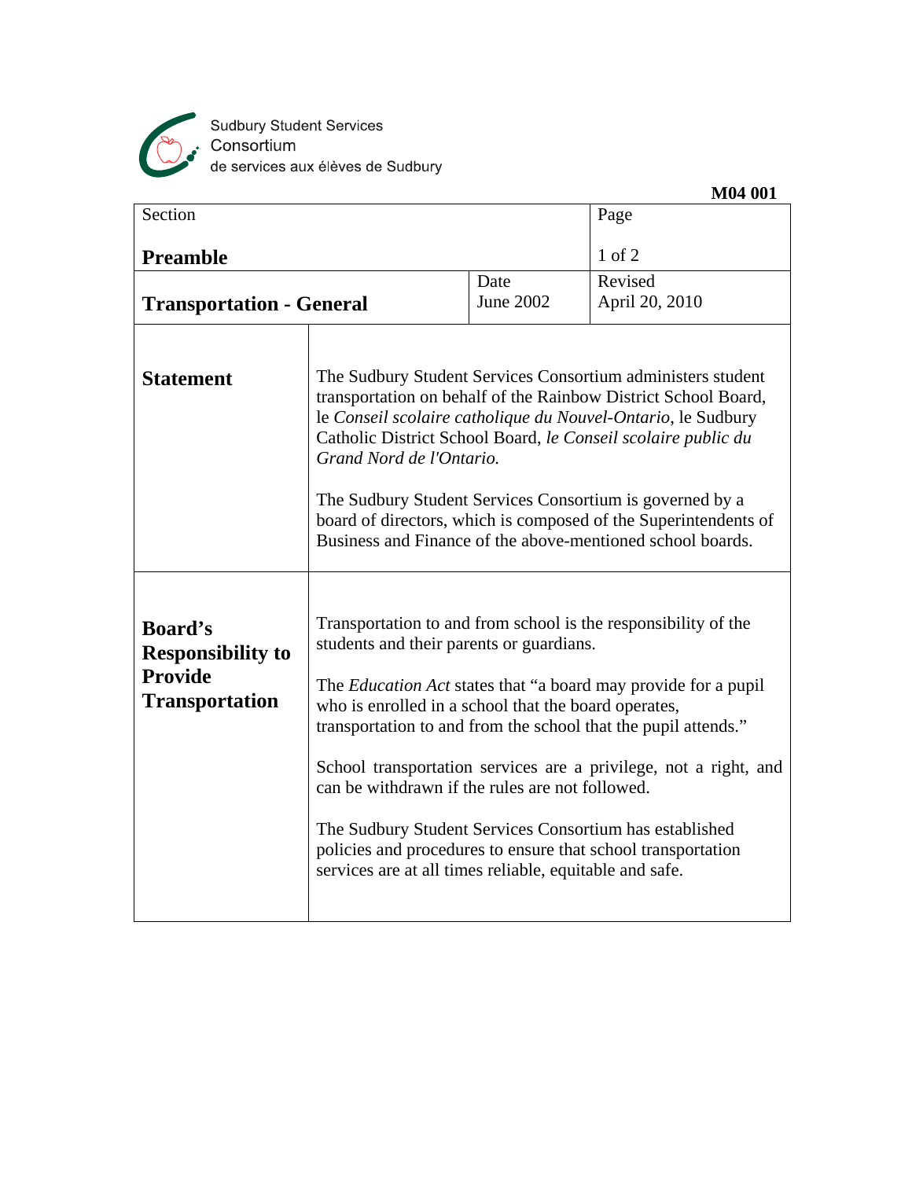Sudbury Student Services Consortium
de services aux élèves de Sudbury

**M04 001**

| Section | | Page |
|---|---|---|
| **Preamble** | | 1 of 2 |
| **Transportation - General** | Date June 2002 | Revised April 20, 2010 |

## Statement

The Sudbury Student Services Consortium administers student transportation on behalf of the Rainbow District School Board, le *Conseil scolaire catholique du Nouvel-Ontario*, le Sudbury Catholic District School Board, *le Conseil scolaire public du Grand Nord de l'Ontario.*

The Sudbury Student Services Consortium is governed by a board of directors, which is composed of the Superintendents of Business and Finance of the above-mentioned school boards.

## Board's Responsibility to Provide Transportation

Transportation to and from school is the responsibility of the students and their parents or guardians.

The *Education Act* states that "a board may provide for a pupil who is enrolled in a school that the board operates, transportation to and from the school that the pupil attends."

School transportation services are a privilege, not a right, and can be withdrawn if the rules are not followed.

The Sudbury Student Services Consortium has established policies and procedures to ensure that school transportation services are at all times reliable, equitable and safe.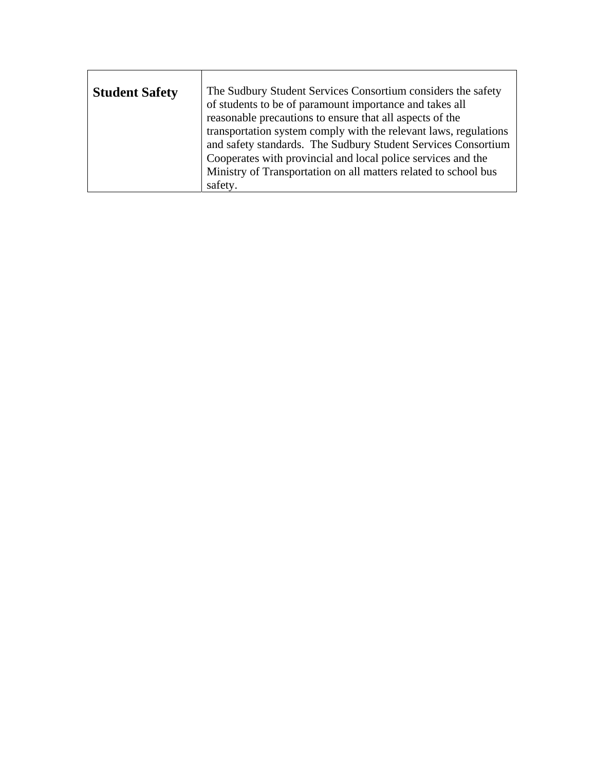| | |
|---|---|
| **Student Safety** | The Sudbury Student Services Consortium considers the safety of students to be of paramount importance and takes all reasonable precautions to ensure that all aspects of the transportation system comply with the relevant laws, regulations and safety standards. The Sudbury Student Services Consortium Cooperates with provincial and local police services and the Ministry of Transportation on all matters related to school bus safety. |